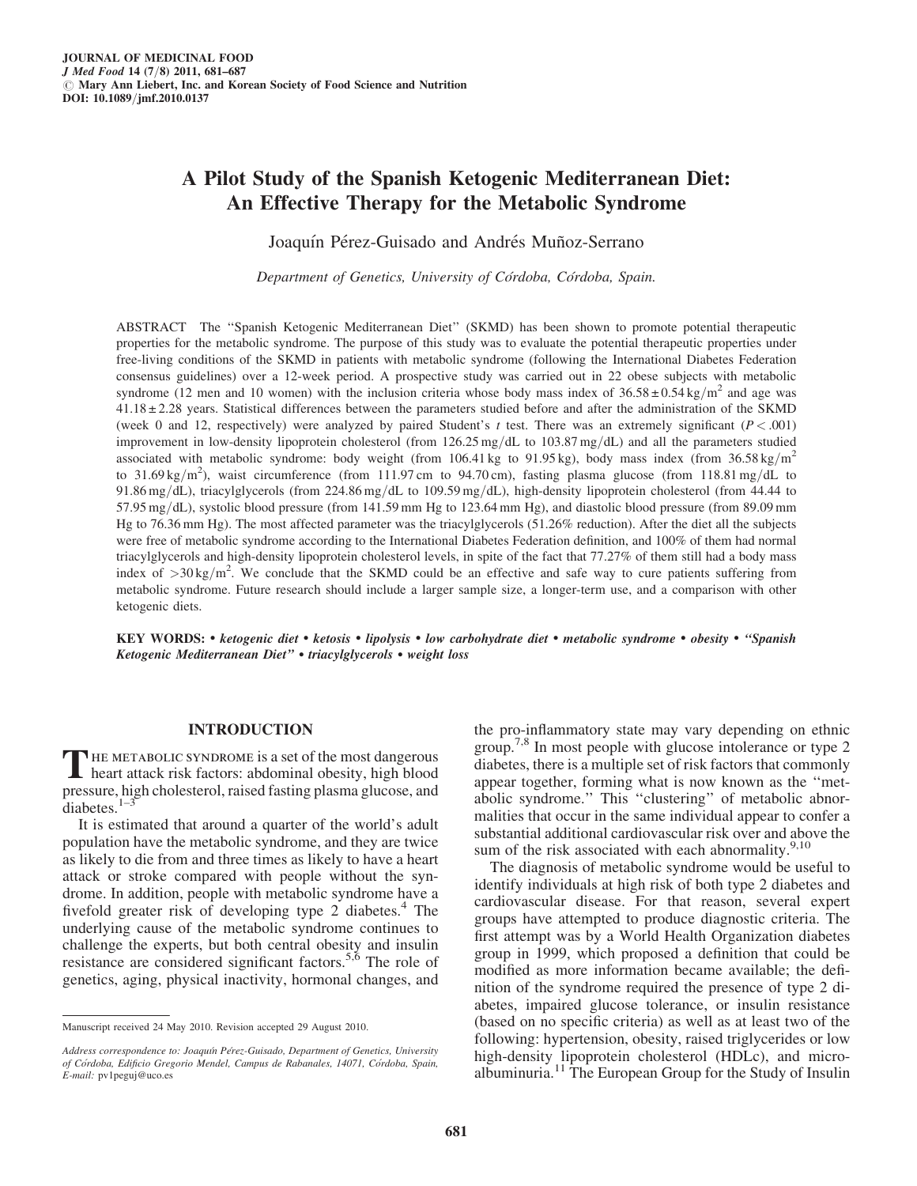# A Pilot Study of the Spanish Ketogenic Mediterranean Diet: An Effective Therapy for the Metabolic Syndrome

Joaquín Pérez-Guisado and Andrés Muñoz-Serrano

*Department of Genetics, University of Córdoba, Córdoba, Spain.*

ABSTRACT The ''Spanish Ketogenic Mediterranean Diet'' (SKMD) has been shown to promote potential therapeutic properties for the metabolic syndrome. The purpose of this study was to evaluate the potential therapeutic properties under free-living conditions of the SKMD in patients with metabolic syndrome (following the International Diabetes Federation consensus guidelines) over a 12-week period. A prospective study was carried out in 22 obese subjects with metabolic syndrome (12 men and 10 women) with the inclusion criteria whose body mass index of $36.58 \pm 0.54\,\text{kg/m}^2$ and age was $41.18 \pm 2.28$ years. Statistical differences between the parameters studied before and after the administration of the SKMD (week 0 and 12, respectively) were analyzed by paired Student's $t$ test. There was an extremely significant ($P < .001$) improvement in low-density lipoprotein cholesterol (from 126.25 mg/dL to 103.87 mg/dL) and all the parameters studied associated with metabolic syndrome: body weight (from 106.41 kg to 91.95 kg), body mass index (from $36.58\,\text{kg/m}^2$ to $31.69\,\text{kg/m}^2$), waist circumference (from 111.97 cm to 94.70 cm), fasting plasma glucose (from 118.81 mg/dL to 91.86 mg/dL), triacylglycerols (from 224.86 mg/dL to 109.59 mg/dL), high-density lipoprotein cholesterol (from 44.44 to 57.95 mg/dL), systolic blood pressure (from 141.59 mm Hg to 123.64 mm Hg), and diastolic blood pressure (from 89.09 mm Hg to 76.36 mm Hg). The most affected parameter was the triacylglycerols (51.26% reduction). After the diet all the subjects were free of metabolic syndrome according to the International Diabetes Federation definition, and 100% of them had normal triacylglycerols and high-density lipoprotein cholesterol levels, in spite of the fact that 77.27% of them still had a body mass index of $>30\,\text{kg/m}^2$. We conclude that the SKMD could be an effective and safe way to cure patients suffering from metabolic syndrome. Future research should include a larger sample size, a longer-term use, and a comparison with other ketogenic diets.

**KEY WORDS:** • *ketogenic diet* • *ketosis* • *lipolysis* • *low carbohydrate diet* • *metabolic syndrome* • *obesity* • *''Spanish Ketogenic Mediterranean Diet''* • *triacylglycerols* • *weight loss*

## INTRODUCTION

THE METABOLIC SYNDROME is a set of the most dangerous heart attack risk factors: abdominal obesity, high blood pressure, high cholesterol, raised fasting plasma glucose, and diabetes.[1–3]

It is estimated that around a quarter of the world's adult population have the metabolic syndrome, and they are twice as likely to die from and three times as likely to have a heart attack or stroke compared with people without the syndrome. In addition, people with metabolic syndrome have a fivefold greater risk of developing type 2 diabetes.[4] The underlying cause of the metabolic syndrome continues to challenge the experts, but both central obesity and insulin resistance are considered significant factors.[5,6] The role of genetics, aging, physical inactivity, hormonal changes, and the pro-inflammatory state may vary depending on ethnic group.[7,8] In most people with glucose intolerance or type 2 diabetes, there is a multiple set of risk factors that commonly appear together, forming what is now known as the ''metabolic syndrome.'' This ''clustering'' of metabolic abnormalities that occur in the same individual appear to confer a substantial additional cardiovascular risk over and above the sum of the risk associated with each abnormality.[9,10]

The diagnosis of metabolic syndrome would be useful to identify individuals at high risk of both type 2 diabetes and cardiovascular disease. For that reason, several expert groups have attempted to produce diagnostic criteria. The first attempt was by a World Health Organization diabetes group in 1999, which proposed a definition that could be modified as more information became available; the definition of the syndrome required the presence of type 2 diabetes, impaired glucose tolerance, or insulin resistance (based on no specific criteria) as well as at least two of the following: hypertension, obesity, raised triglycerides or low high-density lipoprotein cholesterol (HDLc), and microalbuminuria.[11] The European Group for the Study of Insulin

Manuscript received 24 May 2010. Revision accepted 29 August 2010.

*Address correspondence to: Joaquín Pérez-Guisado, Department of Genetics, University of Córdoba, Edificio Gregorio Mendel, Campus de Rabanales, 14071, Córdoba, Spain,* *E-mail:* pv1peguj@uco.es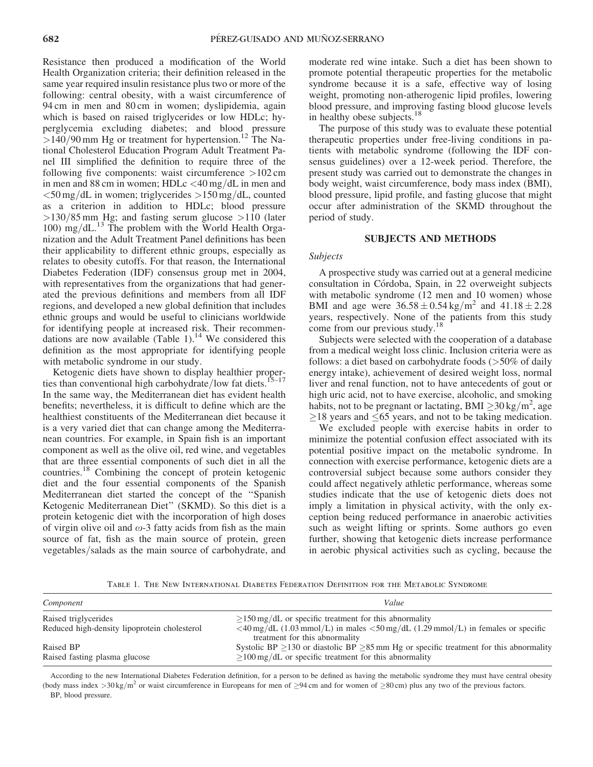Resistance then produced a modification of the World Health Organization criteria; their definition released in the same year required insulin resistance plus two or more of the following: central obesity, with a waist circumference of 94 cm in men and 80 cm in women; dyslipidemia, again which is based on raised triglycerides or low HDLc; hyperglycemia excluding diabetes; and blood pressure $>140/90$ mm Hg or treatment for hypertension.[12] The National Cholesterol Education Program Adult Treatment Panel III simplified the definition to require three of the following five components: waist circumference $>102$ cm in men and 88 cm in women; HDLc $<40$ mg/dL in men and $<50$ mg/dL in women; triglycerides $>150$ mg/dL, counted as a criterion in addition to HDLc; blood pressure $>130/85$ mm Hg; and fasting serum glucose $>110$ (later 100) mg/dL.[13] The problem with the World Health Organization and the Adult Treatment Panel definitions has been their applicability to different ethnic groups, especially as relates to obesity cutoffs. For that reason, the International Diabetes Federation (IDF) consensus group met in 2004, with representatives from the organizations that had generated the previous definitions and members from all IDF regions, and developed a new global definition that includes ethnic groups and would be useful to clinicians worldwide for identifying people at increased risk. Their recommendations are now available (Table 1).[14] We considered this definition as the most appropriate for identifying people with metabolic syndrome in our study.

Ketogenic diets have shown to display healthier properties than conventional high carbohydrate/low fat diets.[15–17] In the same way, the Mediterranean diet has evident health benefits; nevertheless, it is difficult to define which are the healthiest constituents of the Mediterranean diet because it is a very varied diet that can change among the Mediterranean countries. For example, in Spain fish is an important component as well as the olive oil, red wine, and vegetables that are three essential components of such diet in all the countries.[18] Combining the concept of protein ketogenic diet and the four essential components of the Spanish Mediterranean diet started the concept of the "Spanish Ketogenic Mediterranean Diet" (SKMD). So this diet is a protein ketogenic diet with the incorporation of high doses of virgin olive oil and $\omega$-3 fatty acids from fish as the main source of fat, fish as the main source of protein, green vegetables/salads as the main source of carbohydrate, and moderate red wine intake. Such a diet has been shown to promote potential therapeutic properties for the metabolic syndrome because it is a safe, effective way of losing weight, promoting non-atherogenic lipid profiles, lowering blood pressure, and improving fasting blood glucose levels in healthy obese subjects.[18]

The purpose of this study was to evaluate these potential therapeutic properties under free-living conditions in patients with metabolic syndrome (following the IDF consensus guidelines) over a 12-week period. Therefore, the present study was carried out to demonstrate the changes in body weight, waist circumference, body mass index (BMI), blood pressure, lipid profile, and fasting glucose that might occur after administration of the SKMD throughout the period of study.

## SUBJECTS AND METHODS

### *Subjects*

A prospective study was carried out at a general medicine consultation in Córdoba, Spain, in 22 overweight subjects with metabolic syndrome (12 men and 10 women) whose BMI and age were $36.58 \pm 0.54$ kg/m$^2$ and $41.18 \pm 2.28$ years, respectively. None of the patients from this study come from our previous study.[18]

Subjects were selected with the cooperation of a database from a medical weight loss clinic. Inclusion criteria were as follows: a diet based on carbohydrate foods ($>50\%$ of daily energy intake), achievement of desired weight loss, normal liver and renal function, not to have antecedents of gout or high uric acid, not to have exercise, alcoholic, and smoking habits, not to be pregnant or lactating, BMI $\geq 30$ kg/m$^2$, age $\geq 18$ years and $\leq 65$ years, and not to be taking medication.

We excluded people with exercise habits in order to minimize the potential confusion effect associated with its potential positive impact on the metabolic syndrome. In connection with exercise performance, ketogenic diets are a controversial subject because some authors consider they could affect negatively athletic performance, whereas some studies indicate that the use of ketogenic diets does not imply a limitation in physical activity, with the only exception being reduced performance in anaerobic activities such as weight lifting or sprints. Some authors go even further, showing that ketogenic diets increase performance in aerobic physical activities such as cycling, because the

Table 1. The New International Diabetes Federation Definition for the Metabolic Syndrome

| *Component* | *Value* |
|---|---|
| Raised triglycerides | $\geq 150$ mg/dL or specific treatment for this abnormality |
| Reduced high-density lipoprotein cholesterol | $<40$ mg/dL (1.03 mmol/L) in males $<50$ mg/dL (1.29 mmol/L) in females or specific treatment for this abnormality |
| Raised BP | Systolic BP $\geq 130$ or diastolic BP $\geq 85$ mm Hg or specific treatment for this abnormality |
| Raised fasting plasma glucose | $\geq 100$ mg/dL or specific treatment for this abnormality |

According to the new International Diabetes Federation definition, for a person to be defined as having the metabolic syndrome they must have central obesity (body mass index $>30$ kg/m$^2$ or waist circumference in Europeans for men of $\geq 94$ cm and for women of $\geq 80$ cm) plus any two of the previous factors.

BP, blood pressure.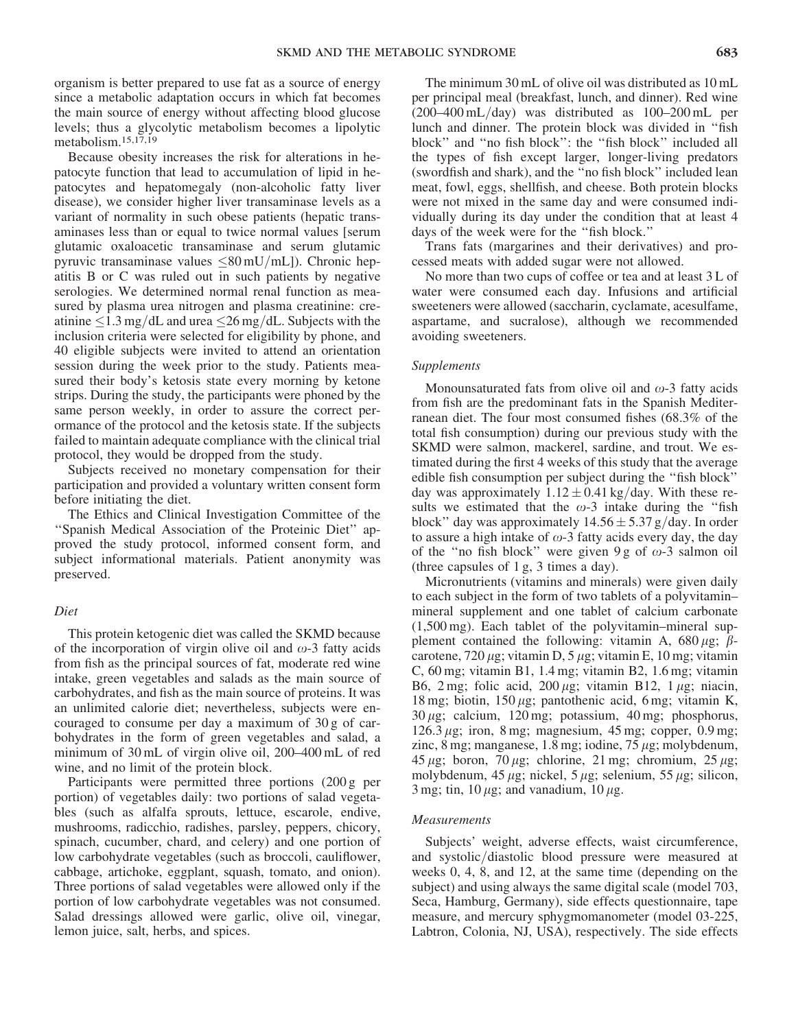organism is better prepared to use fat as a source of energy since a metabolic adaptation occurs in which fat becomes the main source of energy without affecting blood glucose levels; thus a glycolytic metabolism becomes a lipolytic metabolism.[15,17,19]

Because obesity increases the risk for alterations in hepatocyte function that lead to accumulation of lipid in hepatocytes and hepatomegaly (non-alcoholic fatty liver disease), we consider higher liver transaminase levels as a variant of normality in such obese patients (hepatic transaminases less than or equal to twice normal values [serum glutamic oxaloacetic transaminase and serum glutamic pyruvic transaminase values $\leq$80 mU/mL]). Chronic hepatitis B or C was ruled out in such patients by negative serologies. We determined normal renal function as measured by plasma urea nitrogen and plasma creatinine: creatinine $\leq$1.3 mg/dL and urea $\leq$26 mg/dL. Subjects with the inclusion criteria were selected for eligibility by phone, and 40 eligible subjects were invited to attend an orientation session during the week prior to the study. Patients measured their body's ketosis state every morning by ketone strips. During the study, the participants were phoned by the same person weekly, in order to assure the correct performance of the protocol and the ketosis state. If the subjects failed to maintain adequate compliance with the clinical trial protocol, they would be dropped from the study.

Subjects received no monetary compensation for their participation and provided a voluntary written consent form before initiating the diet.

The Ethics and Clinical Investigation Committee of the "Spanish Medical Association of the Proteinic Diet" approved the study protocol, informed consent form, and subject informational materials. Patient anonymity was preserved.

### *Diet*

This protein ketogenic diet was called the SKMD because of the incorporation of virgin olive oil and $\omega$-3 fatty acids from fish as the principal sources of fat, moderate red wine intake, green vegetables and salads as the main source of carbohydrates, and fish as the main source of proteins. It was an unlimited calorie diet; nevertheless, subjects were encouraged to consume per day a maximum of 30 g of carbohydrates in the form of green vegetables and salad, a minimum of 30 mL of virgin olive oil, 200–400 mL of red wine, and no limit of the protein block.

Participants were permitted three portions (200 g per portion) of vegetables daily: two portions of salad vegetables (such as alfalfa sprouts, lettuce, escarole, endive, mushrooms, radicchio, radishes, parsley, peppers, chicory, spinach, cucumber, chard, and celery) and one portion of low carbohydrate vegetables (such as broccoli, cauliflower, cabbage, artichoke, eggplant, squash, tomato, and onion). Three portions of salad vegetables were allowed only if the portion of low carbohydrate vegetables was not consumed. Salad dressings allowed were garlic, olive oil, vinegar, lemon juice, salt, herbs, and spices.

The minimum 30 mL of olive oil was distributed as 10 mL per principal meal (breakfast, lunch, and dinner). Red wine (200–400 mL/day) was distributed as 100–200 mL per lunch and dinner. The protein block was divided in "fish block" and "no fish block": the "fish block" included all the types of fish except larger, longer-living predators (swordfish and shark), and the "no fish block" included lean meat, fowl, eggs, shellfish, and cheese. Both protein blocks were not mixed in the same day and were consumed individually during its day under the condition that at least 4 days of the week were for the "fish block."

Trans fats (margarines and their derivatives) and processed meats with added sugar were not allowed.

No more than two cups of coffee or tea and at least 3 L of water were consumed each day. Infusions and artificial sweeteners were allowed (saccharin, cyclamate, acesulfame, aspartame, and sucralose), although we recommended avoiding sweeteners.

### *Supplements*

Monounsaturated fats from olive oil and $\omega$-3 fatty acids from fish are the predominant fats in the Spanish Mediterranean diet. The four most consumed fishes (68.3% of the total fish consumption) during our previous study with the SKMD were salmon, mackerel, sardine, and trout. We estimated during the first 4 weeks of this study that the average edible fish consumption per subject during the "fish block" day was approximately $1.12 \pm 0.41$ kg/day. With these results we estimated that the $\omega$-3 intake during the "fish block" day was approximately $14.56 \pm 5.37$ g/day. In order to assure a high intake of $\omega$-3 fatty acids every day, the day of the "no fish block" were given 9 g of $\omega$-3 salmon oil (three capsules of 1 g, 3 times a day).

Micronutrients (vitamins and minerals) were given daily to each subject in the form of two tablets of a polyvitamin–mineral supplement and one tablet of calcium carbonate (1,500 mg). Each tablet of the polyvitamin–mineral supplement contained the following: vitamin A, 680 $\mu$g; $\beta$-carotene, 720 $\mu$g; vitamin D, 5 $\mu$g; vitamin E, 10 mg; vitamin C, 60 mg; vitamin B1, 1.4 mg; vitamin B2, 1.6 mg; vitamin B6, 2 mg; folic acid, 200 $\mu$g; vitamin B12, 1 $\mu$g; niacin, 18 mg; biotin, 150 $\mu$g; pantothenic acid, 6 mg; vitamin K, 30 $\mu$g; calcium, 120 mg; potassium, 40 mg; phosphorus, 126.3 $\mu$g; iron, 8 mg; magnesium, 45 mg; copper, 0.9 mg; zinc, 8 mg; manganese, 1.8 mg; iodine, 75 $\mu$g; molybdenum, 45 $\mu$g; boron, 70 $\mu$g; chlorine, 21 mg; chromium, 25 $\mu$g; molybdenum, 45 $\mu$g; nickel, 5 $\mu$g; selenium, 55 $\mu$g; silicon, 3 mg; tin, 10 $\mu$g; and vanadium, 10 $\mu$g.

### *Measurements*

Subjects' weight, adverse effects, waist circumference, and systolic/diastolic blood pressure were measured at weeks 0, 4, 8, and 12, at the same time (depending on the subject) and using always the same digital scale (model 703, Seca, Hamburg, Germany), side effects questionnaire, tape measure, and mercury sphygmomanometer (model 03-225, Labtron, Colonia, NJ, USA), respectively. The side effects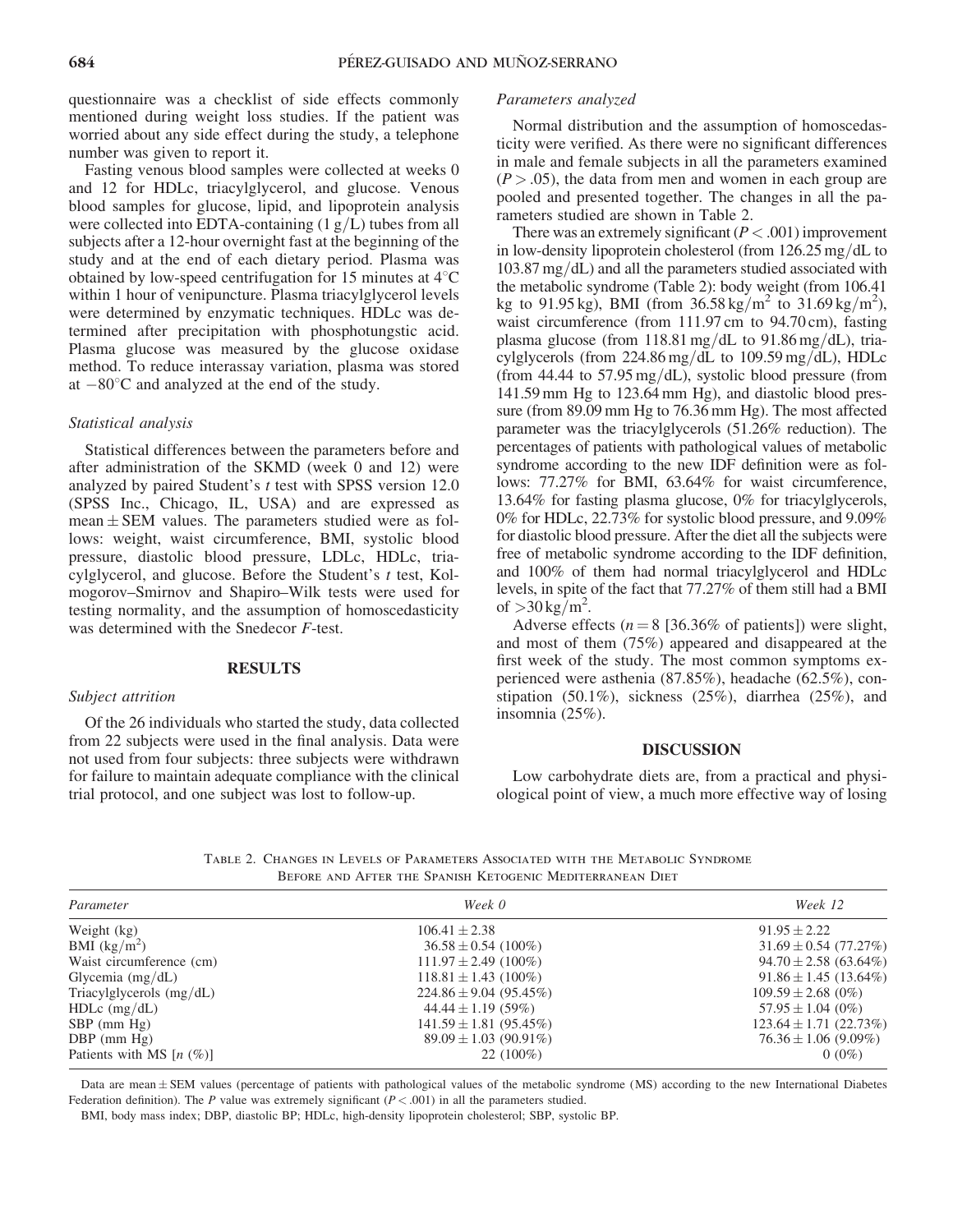questionnaire was a checklist of side effects commonly mentioned during weight loss studies. If the patient was worried about any side effect during the study, a telephone number was given to report it.

Fasting venous blood samples were collected at weeks 0 and 12 for HDLc, triacylglycerol, and glucose. Venous blood samples for glucose, lipid, and lipoprotein analysis were collected into EDTA-containing (1 g/L) tubes from all subjects after a 12-hour overnight fast at the beginning of the study and at the end of each dietary period. Plasma was obtained by low-speed centrifugation for 15 minutes at 4°C within 1 hour of venipuncture. Plasma triacylglycerol levels were determined by enzymatic techniques. HDLc was determined after precipitation with phosphotungstic acid. Plasma glucose was measured by the glucose oxidase method. To reduce interassay variation, plasma was stored at −80°C and analyzed at the end of the study.

### Statistical analysis

Statistical differences between the parameters before and after administration of the SKMD (week 0 and 12) were analyzed by paired Student's *t* test with SPSS version 12.0 (SPSS Inc., Chicago, IL, USA) and are expressed as mean ± SEM values. The parameters studied were as follows: weight, waist circumference, BMI, systolic blood pressure, diastolic blood pressure, LDLc, HDLc, triacylglycerol, and glucose. Before the Student's *t* test, Kolmogorov–Smirnov and Shapiro–Wilk tests were used for testing normality, and the assumption of homoscedasticity was determined with the Snedecor *F*-test.

## RESULTS

### Subject attrition

Of the 26 individuals who started the study, data collected from 22 subjects were used in the final analysis. Data were not used from four subjects: three subjects were withdrawn for failure to maintain adequate compliance with the clinical trial protocol, and one subject was lost to follow-up.

### Parameters analyzed

Normal distribution and the assumption of homoscedasticity were verified. As there were no significant differences in male and female subjects in all the parameters examined ($P > .05$), the data from men and women in each group are pooled and presented together. The changes in all the parameters studied are shown in Table 2.

There was an extremely significant ($P < .001$) improvement in low-density lipoprotein cholesterol (from 126.25 mg/dL to 103.87 mg/dL) and all the parameters studied associated with the metabolic syndrome (Table 2): body weight (from 106.41 kg to 91.95 kg), BMI (from 36.58 kg/m$^2$ to 31.69 kg/m$^2$), waist circumference (from 111.97 cm to 94.70 cm), fasting plasma glucose (from 118.81 mg/dL to 91.86 mg/dL), triacylglycerols (from 224.86 mg/dL to 109.59 mg/dL), HDLc (from 44.44 to 57.95 mg/dL), systolic blood pressure (from 141.59 mm Hg to 123.64 mm Hg), and diastolic blood pressure (from 89.09 mm Hg to 76.36 mm Hg). The most affected parameter was the triacylglycerols (51.26% reduction). The percentages of patients with pathological values of metabolic syndrome according to the new IDF definition were as follows: 77.27% for BMI, 63.64% for waist circumference, 13.64% for fasting plasma glucose, 0% for triacylglycerols, 0% for HDLc, 22.73% for systolic blood pressure, and 9.09% for diastolic blood pressure. After the diet all the subjects were free of metabolic syndrome according to the IDF definition, and 100% of them had normal triacylglycerol and HDLc levels, in spite of the fact that 77.27% of them still had a BMI of >30 kg/m$^2$.

Adverse effects ($n = 8$ [36.36% of patients]) were slight, and most of them (75%) appeared and disappeared at the first week of the study. The most common symptoms experienced were asthenia (87.85%), headache (62.5%), constipation (50.1%), sickness (25%), diarrhea (25%), and insomnia (25%).

## DISCUSSION

Low carbohydrate diets are, from a practical and physiological point of view, a much more effective way of losing

Table 2. Changes in Levels of Parameters Associated with the Metabolic Syndrome Before and After the Spanish Ketogenic Mediterranean Diet

| Parameter | Week 0 | Week 12 |
|---|---|---|
| Weight (kg) | 106.41 ± 2.38 | 91.95 ± 2.22 |
| BMI (kg/m$^2$) | 36.58 ± 0.54 (100%) | 31.69 ± 0.54 (77.27%) |
| Waist circumference (cm) | 111.97 ± 2.49 (100%) | 94.70 ± 2.58 (63.64%) |
| Glycemia (mg/dL) | 118.81 ± 1.43 (100%) | 91.86 ± 1.45 (13.64%) |
| Triacylglycerols (mg/dL) | 224.86 ± 9.04 (95.45%) | 109.59 ± 2.68 (0%) |
| HDLc (mg/dL) | 44.44 ± 1.19 (59%) | 57.95 ± 1.04 (0%) |
| SBP (mm Hg) | 141.59 ± 1.81 (95.45%) | 123.64 ± 1.71 (22.73%) |
| DBP (mm Hg) | 89.09 ± 1.03 (90.91%) | 76.36 ± 1.06 (9.09%) |
| Patients with MS [*n* (%)] | 22 (100%) | 0 (0%) |

Data are mean ± SEM values (percentage of patients with pathological values of the metabolic syndrome (MS) according to the new International Diabetes Federation definition). The *P* value was extremely significant ($P < .001$) in all the parameters studied.

BMI, body mass index; DBP, diastolic BP; HDLc, high-density lipoprotein cholesterol; SBP, systolic BP.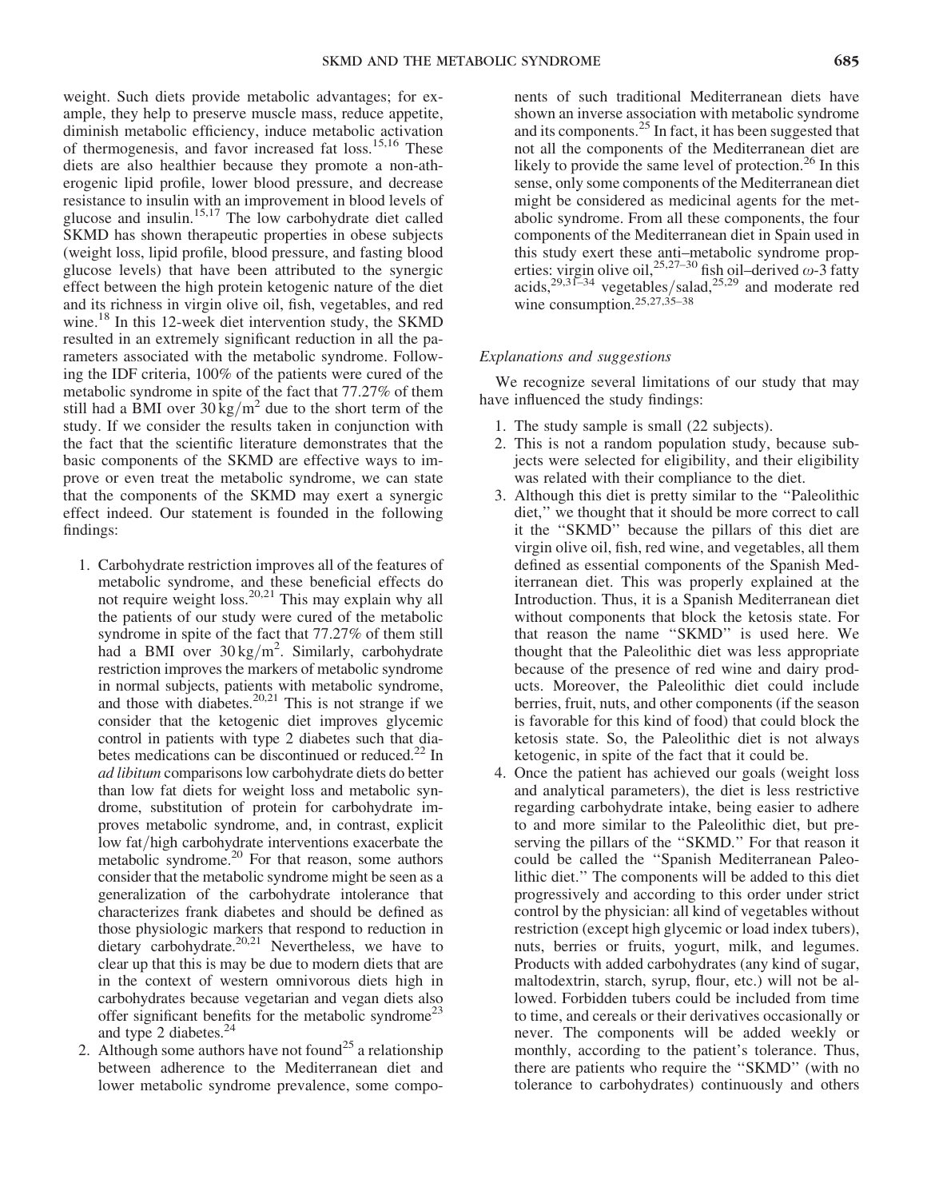weight. Such diets provide metabolic advantages; for example, they help to preserve muscle mass, reduce appetite, diminish metabolic efficiency, induce metabolic activation of thermogenesis, and favor increased fat loss.[15,16] These diets are also healthier because they promote a non-atherogenic lipid profile, lower blood pressure, and decrease resistance to insulin with an improvement in blood levels of glucose and insulin.[15,17] The low carbohydrate diet called SKMD has shown therapeutic properties in obese subjects (weight loss, lipid profile, blood pressure, and fasting blood glucose levels) that have been attributed to the synergic effect between the high protein ketogenic nature of the diet and its richness in virgin olive oil, fish, vegetables, and red wine.[18] In this 12-week diet intervention study, the SKMD resulted in an extremely significant reduction in all the parameters associated with the metabolic syndrome. Following the IDF criteria, 100% of the patients were cured of the metabolic syndrome in spite of the fact that 77.27% of them still had a BMI over $30\,\text{kg/m}^2$ due to the short term of the study. If we consider the results taken in conjunction with the fact that the scientific literature demonstrates that the basic components of the SKMD are effective ways to improve or even treat the metabolic syndrome, we can state that the components of the SKMD may exert a synergic effect indeed. Our statement is founded in the following findings:

1. Carbohydrate restriction improves all of the features of metabolic syndrome, and these beneficial effects do not require weight loss.[20,21] This may explain why all the patients of our study were cured of the metabolic syndrome in spite of the fact that 77.27% of them still had a BMI over $30\,\text{kg/m}^2$. Similarly, carbohydrate restriction improves the markers of metabolic syndrome in normal subjects, patients with metabolic syndrome, and those with diabetes.[20,21] This is not strange if we consider that the ketogenic diet improves glycemic control in patients with type 2 diabetes such that diabetes medications can be discontinued or reduced.[22] In *ad libitum* comparisons low carbohydrate diets do better than low fat diets for weight loss and metabolic syndrome, substitution of protein for carbohydrate improves metabolic syndrome, and, in contrast, explicit low fat/high carbohydrate interventions exacerbate the metabolic syndrome.[20] For that reason, some authors consider that the metabolic syndrome might be seen as a generalization of the carbohydrate intolerance that characterizes frank diabetes and should be defined as those physiologic markers that respond to reduction in dietary carbohydrate.[20,21] Nevertheless, we have to clear up that this is may be due to modern diets that are in the context of western omnivorous diets high in carbohydrates because vegetarian and vegan diets also offer significant benefits for the metabolic syndrome[23] and type 2 diabetes.[24]
2. Although some authors have not found[25] a relationship between adherence to the Mediterranean diet and lower metabolic syndrome prevalence, some components of such traditional Mediterranean diets have shown an inverse association with metabolic syndrome and its components.[25] In fact, it has been suggested that not all the components of the Mediterranean diet are likely to provide the same level of protection.[26] In this sense, only some components of the Mediterranean diet might be considered as medicinal agents for the metabolic syndrome. From all these components, the four components of the Mediterranean diet in Spain used in this study exert these anti–metabolic syndrome properties: virgin olive oil,[25,27–30] fish oil–derived $\omega$-3 fatty acids,[29,31–34] vegetables/salad,[25,29] and moderate red wine consumption.[25,27,35–38]

### *Explanations and suggestions*

We recognize several limitations of our study that may have influenced the study findings:

1. The study sample is small (22 subjects).
2. This is not a random population study, because subjects were selected for eligibility, and their eligibility was related with their compliance to the diet.
3. Although this diet is pretty similar to the ''Paleolithic diet,'' we thought that it should be more correct to call it the ''SKMD'' because the pillars of this diet are virgin olive oil, fish, red wine, and vegetables, all them defined as essential components of the Spanish Mediterranean diet. This was properly explained at the Introduction. Thus, it is a Spanish Mediterranean diet without components that block the ketosis state. For that reason the name ''SKMD'' is used here. We thought that the Paleolithic diet was less appropriate because of the presence of red wine and dairy products. Moreover, the Paleolithic diet could include berries, fruit, nuts, and other components (if the season is favorable for this kind of food) that could block the ketosis state. So, the Paleolithic diet is not always ketogenic, in spite of the fact that it could be.
4. Once the patient has achieved our goals (weight loss and analytical parameters), the diet is less restrictive regarding carbohydrate intake, being easier to adhere to and more similar to the Paleolithic diet, but preserving the pillars of the ''SKMD.'' For that reason it could be called the ''Spanish Mediterranean Paleolithic diet.'' The components will be added to this diet progressively and according to this order under strict control by the physician: all kind of vegetables without restriction (except high glycemic or load index tubers), nuts, berries or fruits, yogurt, milk, and legumes. Products with added carbohydrates (any kind of sugar, maltodextrin, starch, syrup, flour, etc.) will not be allowed. Forbidden tubers could be included from time to time, and cereals or their derivatives occasionally or never. The components will be added weekly or monthly, according to the patient's tolerance. Thus, there are patients who require the ''SKMD'' (with no tolerance to carbohydrates) continuously and others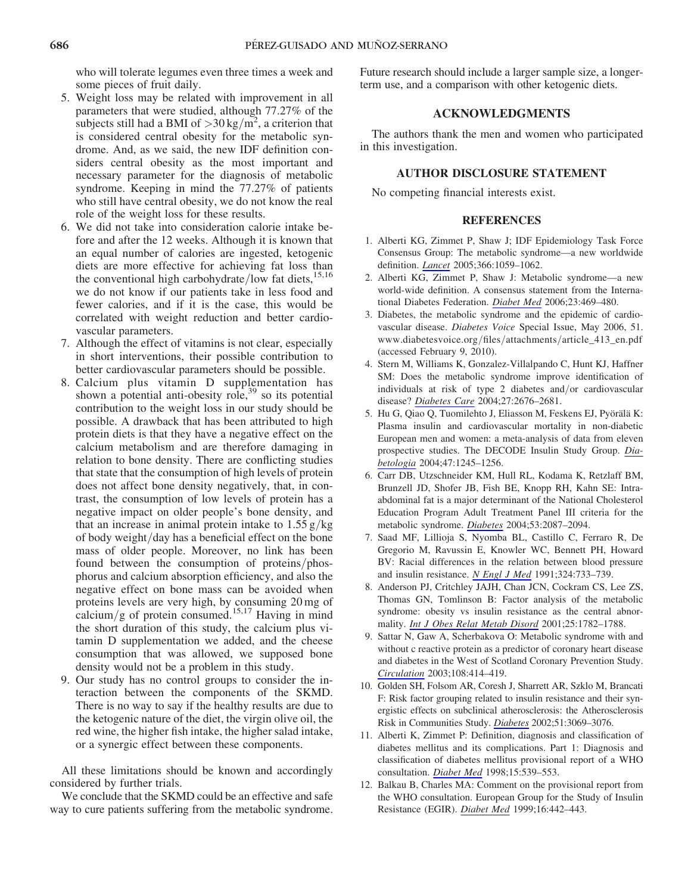who will tolerate legumes even three times a week and some pieces of fruit daily.

5. Weight loss may be related with improvement in all parameters that were studied, although 77.27% of the subjects still had a BMI of $>30\,\text{kg/m}^2$, a criterion that is considered central obesity for the metabolic syndrome. And, as we said, the new IDF definition considers central obesity as the most important and necessary parameter for the diagnosis of metabolic syndrome. Keeping in mind the 77.27% of patients who still have central obesity, we do not know the real role of the weight loss for these results.
6. We did not take into consideration calorie intake before and after the 12 weeks. Although it is known that an equal number of calories are ingested, ketogenic diets are more effective for achieving fat loss than the conventional high carbohydrate/low fat diets,[15,16] we do not know if our patients take in less food and fewer calories, and if it is the case, this would be correlated with weight reduction and better cardiovascular parameters.
7. Although the effect of vitamins is not clear, especially in short interventions, their possible contribution to better cardiovascular parameters should be possible.
8. Calcium plus vitamin D supplementation has shown a potential anti-obesity role,[39] so its potential contribution to the weight loss in our study should be possible. A drawback that has been attributed to high protein diets is that they have a negative effect on the calcium metabolism and are therefore damaging in relation to bone density. There are conflicting studies that state that the consumption of high levels of protein does not affect bone density negatively, that, in contrast, the consumption of low levels of protein has a negative impact on older people's bone density, and that an increase in animal protein intake to 1.55 g/kg of body weight/day has a beneficial effect on the bone mass of older people. Moreover, no link has been found between the consumption of proteins/phosphorus and calcium absorption efficiency, and also the negative effect on bone mass can be avoided when proteins levels are very high, by consuming 20 mg of calcium/g of protein consumed.[15,17] Having in mind the short duration of this study, the calcium plus vitamin D supplementation we added, and the cheese consumption that was allowed, we supposed bone density would not be a problem in this study.
9. Our study has no control groups to consider the interaction between the components of the SKMD. There is no way to say if the healthy results are due to the ketogenic nature of the diet, the virgin olive oil, the red wine, the higher fish intake, the higher salad intake, or a synergic effect between these components.

All these limitations should be known and accordingly considered by further trials.

We conclude that the SKMD could be an effective and safe way to cure patients suffering from the metabolic syndrome. Future research should include a larger sample size, a longer-term use, and a comparison with other ketogenic diets.

## ACKNOWLEDGMENTS

The authors thank the men and women who participated in this investigation.

## AUTHOR DISCLOSURE STATEMENT

No competing financial interests exist.

## REFERENCES

1. Alberti KG, Zimmet P, Shaw J; IDF Epidemiology Task Force Consensus Group: The metabolic syndrome—a new worldwide definition. *Lancet* 2005;366:1059–1062.
2. Alberti KG, Zimmet P, Shaw J: Metabolic syndrome—a new world-wide definition. A consensus statement from the International Diabetes Federation. *Diabet Med* 2006;23:469–480.
3. Diabetes, the metabolic syndrome and the epidemic of cardiovascular disease. *Diabetes Voice* Special Issue, May 2006, 51. www.diabetesvoice.org/files/attachments/article_413_en.pdf (accessed February 9, 2010).
4. Stern M, Williams K, Gonzalez-Villalpando C, Hunt KJ, Haffner SM: Does the metabolic syndrome improve identification of individuals at risk of type 2 diabetes and/or cardiovascular disease? *Diabetes Care* 2004;27:2676–2681.
5. Hu G, Qiao Q, Tuomilehto J, Eliasson M, Feskens EJ, Pyörälä K: Plasma insulin and cardiovascular mortality in non-diabetic European men and women: a meta-analysis of data from eleven prospective studies. The DECODE Insulin Study Group. *Diabetologia* 2004;47:1245–1256.
6. Carr DB, Utzschneider KM, Hull RL, Kodama K, Retzlaff BM, Brunzell JD, Shofer JB, Fish BE, Knopp RH, Kahn SE: Intra-abdominal fat is a major determinant of the National Cholesterol Education Program Adult Treatment Panel III criteria for the metabolic syndrome. *Diabetes* 2004;53:2087–2094.
7. Saad MF, Lillioja S, Nyomba BL, Castillo C, Ferraro R, De Gregorio M, Ravussin E, Knowler WC, Bennett PH, Howard BV: Racial differences in the relation between blood pressure and insulin resistance. *N Engl J Med* 1991;324:733–739.
8. Anderson PJ, Critchley JAJH, Chan JCN, Cockram CS, Lee ZS, Thomas GN, Tomlinson B: Factor analysis of the metabolic syndrome: obesity vs insulin resistance as the central abnormality. *Int J Obes Relat Metab Disord* 2001;25:1782–1788.
9. Sattar N, Gaw A, Scherbakova O: Metabolic syndrome with and without c reactive protein as a predictor of coronary heart disease and diabetes in the West of Scotland Coronary Prevention Study. *Circulation* 2003;108:414–419.
10. Golden SH, Folsom AR, Coresh J, Sharrett AR, Szklo M, Brancati F: Risk factor grouping related to insulin resistance and their synergistic effects on subclinical atherosclerosis: the Atherosclerosis Risk in Communities Study. *Diabetes* 2002;51:3069–3076.
11. Alberti K, Zimmet P: Definition, diagnosis and classification of diabetes mellitus and its complications. Part 1: Diagnosis and classification of diabetes mellitus provisional report of a WHO consultation. *Diabet Med* 1998;15:539–553.
12. Balkau B, Charles MA: Comment on the provisional report from the WHO consultation. European Group for the Study of Insulin Resistance (EGIR). *Diabet Med* 1999;16:442–443.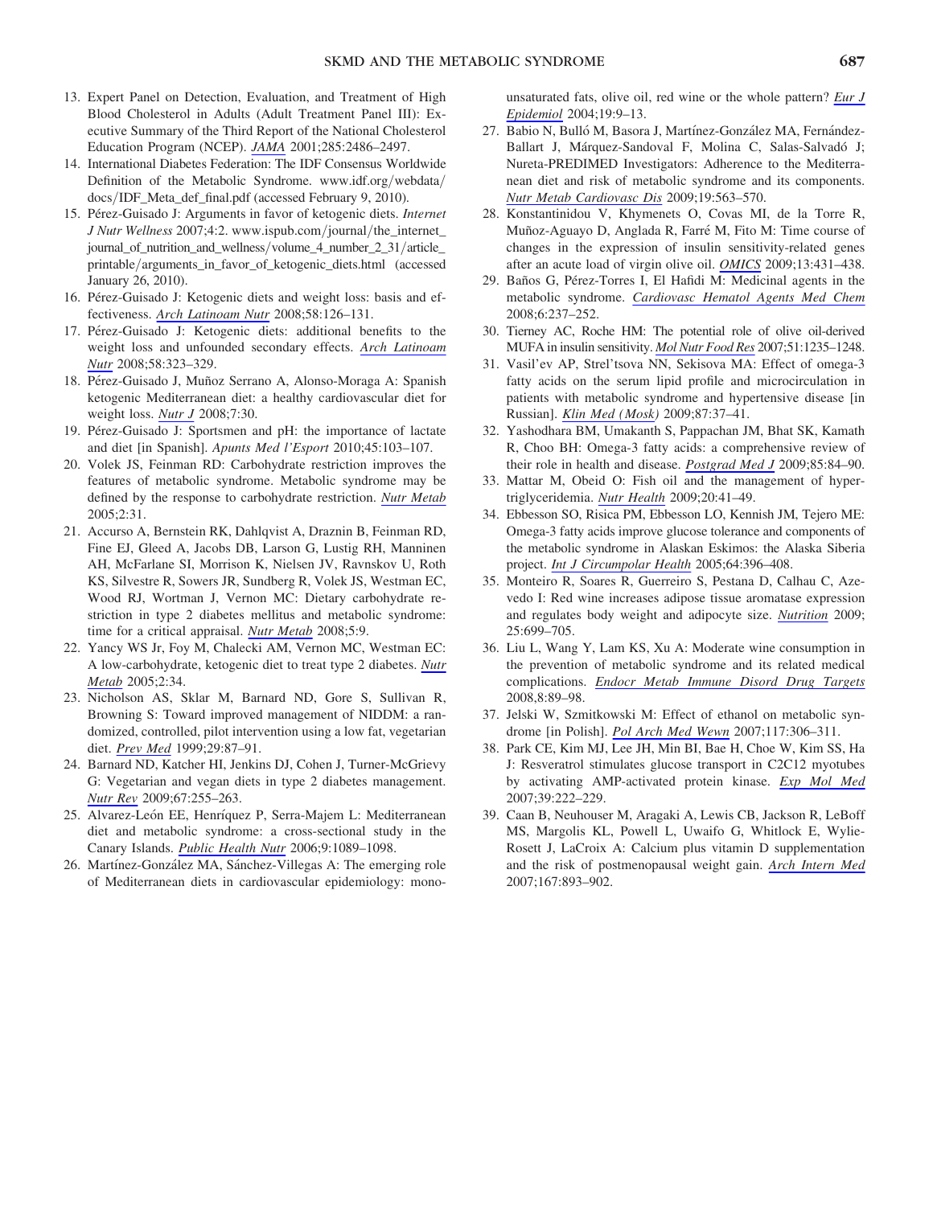13. Expert Panel on Detection, Evaluation, and Treatment of High Blood Cholesterol in Adults (Adult Treatment Panel III): Executive Summary of the Third Report of the National Cholesterol Education Program (NCEP). *JAMA* 2001;285:2486–2497.
14. International Diabetes Federation: The IDF Consensus Worldwide Definition of the Metabolic Syndrome. www.idf.org/webdata/docs/IDF_Meta_def_final.pdf (accessed February 9, 2010).
15. Pérez-Guisado J: Arguments in favor of ketogenic diets. *Internet J Nutr Wellness* 2007;4:2. www.ispub.com/journal/the_internet_journal_of_nutrition_and_wellness/volume_4_number_2_31/article_printable/arguments_in_favor_of_ketogenic_diets.html (accessed January 26, 2010).
16. Pérez-Guisado J: Ketogenic diets and weight loss: basis and effectiveness. *Arch Latinoam Nutr* 2008;58:126–131.
17. Pérez-Guisado J: Ketogenic diets: additional benefits to the weight loss and unfounded secondary effects. *Arch Latinoam Nutr* 2008;58:323–329.
18. Pérez-Guisado J, Muñoz Serrano A, Alonso-Moraga A: Spanish ketogenic Mediterranean diet: a healthy cardiovascular diet for weight loss. *Nutr J* 2008;7:30.
19. Pérez-Guisado J: Sportsmen and pH: the importance of lactate and diet [in Spanish]. *Apunts Med l'Esport* 2010;45:103–107.
20. Volek JS, Feinman RD: Carbohydrate restriction improves the features of metabolic syndrome. Metabolic syndrome may be defined by the response to carbohydrate restriction. *Nutr Metab* 2005;2:31.
21. Accurso A, Bernstein RK, Dahlqvist A, Draznin B, Feinman RD, Fine EJ, Gleed A, Jacobs DB, Larson G, Lustig RH, Manninen AH, McFarlane SI, Morrison K, Nielsen JV, Ravnskov U, Roth KS, Silvestre R, Sowers JR, Sundberg R, Volek JS, Westman EC, Wood RJ, Wortman J, Vernon MC: Dietary carbohydrate restriction in type 2 diabetes mellitus and metabolic syndrome: time for a critical appraisal. *Nutr Metab* 2008;5:9.
22. Yancy WS Jr, Foy M, Chalecki AM, Vernon MC, Westman EC: A low-carbohydrate, ketogenic diet to treat type 2 diabetes. *Nutr Metab* 2005;2:34.
23. Nicholson AS, Sklar M, Barnard ND, Gore S, Sullivan R, Browning S: Toward improved management of NIDDM: a randomized, controlled, pilot intervention using a low fat, vegetarian diet. *Prev Med* 1999;29:87–91.
24. Barnard ND, Katcher HI, Jenkins DJ, Cohen J, Turner-McGrievy G: Vegetarian and vegan diets in type 2 diabetes management. *Nutr Rev* 2009;67:255–263.
25. Alvarez-León EE, Henríquez P, Serra-Majem L: Mediterranean diet and metabolic syndrome: a cross-sectional study in the Canary Islands. *Public Health Nutr* 2006;9:1089–1098.
26. Martínez-González MA, Sánchez-Villegas A: The emerging role of Mediterranean diets in cardiovascular epidemiology: monounsaturated fats, olive oil, red wine or the whole pattern? *Eur J Epidemiol* 2004;19:9–13.
27. Babio N, Bulló M, Basora J, Martínez-González MA, Fernández-Ballart J, Márquez-Sandoval F, Molina C, Salas-Salvadó J; Nureta-PREDIMED Investigators: Adherence to the Mediterranean diet and risk of metabolic syndrome and its components. *Nutr Metab Cardiovasc Dis* 2009;19:563–570.
28. Konstantinidou V, Khymenets O, Covas MI, de la Torre R, Muñoz-Aguayo D, Anglada R, Farré M, Fito M: Time course of changes in the expression of insulin sensitivity-related genes after an acute load of virgin olive oil. *OMICS* 2009;13:431–438.
29. Baños G, Pérez-Torres I, El Hafidi M: Medicinal agents in the metabolic syndrome. *Cardiovasc Hematol Agents Med Chem* 2008;6:237–252.
30. Tierney AC, Roche HM: The potential role of olive oil-derived MUFA in insulin sensitivity. *Mol Nutr Food Res* 2007;51:1235–1248.
31. Vasil'ev AP, Strel'tsova NN, Sekisova MA: Effect of omega-3 fatty acids on the serum lipid profile and microcirculation in patients with metabolic syndrome and hypertensive disease [in Russian]. *Klin Med (Mosk)* 2009;87:37–41.
32. Yashodhara BM, Umakanth S, Pappachan JM, Bhat SK, Kamath R, Choo BH: Omega-3 fatty acids: a comprehensive review of their role in health and disease. *Postgrad Med J* 2009;85:84–90.
33. Mattar M, Obeid O: Fish oil and the management of hypertriglyceridemia. *Nutr Health* 2009;20:41–49.
34. Ebbesson SO, Risica PM, Ebbesson LO, Kennish JM, Tejero ME: Omega-3 fatty acids improve glucose tolerance and components of the metabolic syndrome in Alaskan Eskimos: the Alaska Siberia project. *Int J Circumpolar Health* 2005;64:396–408.
35. Monteiro R, Soares R, Guerreiro S, Pestana D, Calhau C, Azevedo I: Red wine increases adipose tissue aromatase expression and regulates body weight and adipocyte size. *Nutrition* 2009; 25:699–705.
36. Liu L, Wang Y, Lam KS, Xu A: Moderate wine consumption in the prevention of metabolic syndrome and its related medical complications. *Endocr Metab Immune Disord Drug Targets* 2008,8:89–98.
37. Jelski W, Szmitkowski M: Effect of ethanol on metabolic syndrome [in Polish]. *Pol Arch Med Wewn* 2007;117:306–311.
38. Park CE, Kim MJ, Lee JH, Min BI, Bae H, Choe W, Kim SS, Ha J: Resveratrol stimulates glucose transport in C2C12 myotubes by activating AMP-activated protein kinase. *Exp Mol Med* 2007;39:222–229.
39. Caan B, Neuhouser M, Aragaki A, Lewis CB, Jackson R, LeBoff MS, Margolis KL, Powell L, Uwaifo G, Whitlock E, Wylie-Rosett J, LaCroix A: Calcium plus vitamin D supplementation and the risk of postmenopausal weight gain. *Arch Intern Med* 2007;167:893–902.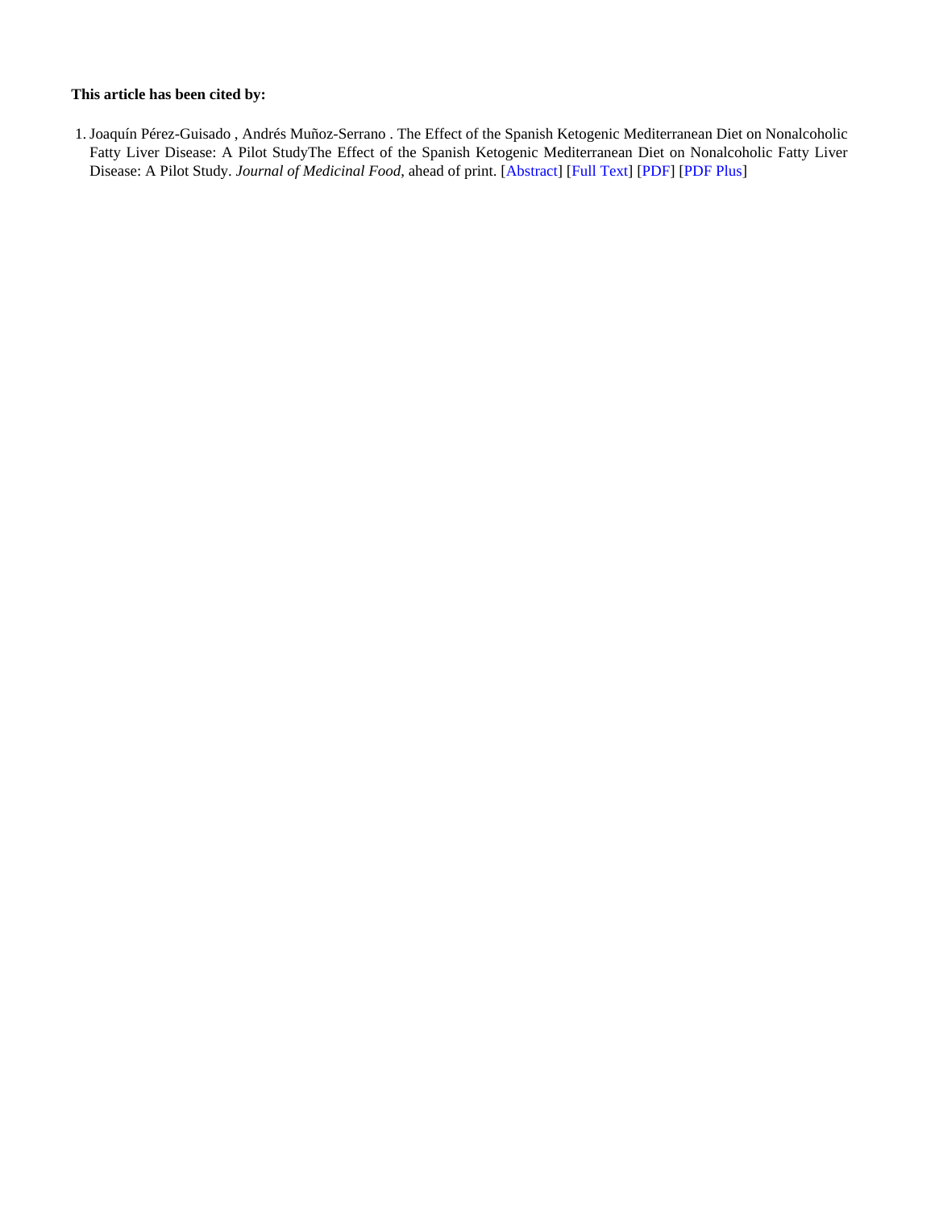**This article has been cited by:**

1. Joaquín Pérez-Guisado , Andrés Muñoz-Serrano . The Effect of the Spanish Ketogenic Mediterranean Diet on Nonalcoholic Fatty Liver Disease: A Pilot StudyThe Effect of the Spanish Ketogenic Mediterranean Diet on Nonalcoholic Fatty Liver Disease: A Pilot Study. *Journal of Medicinal Food*, ahead of print. [Abstract] [Full Text] [PDF] [PDF Plus]